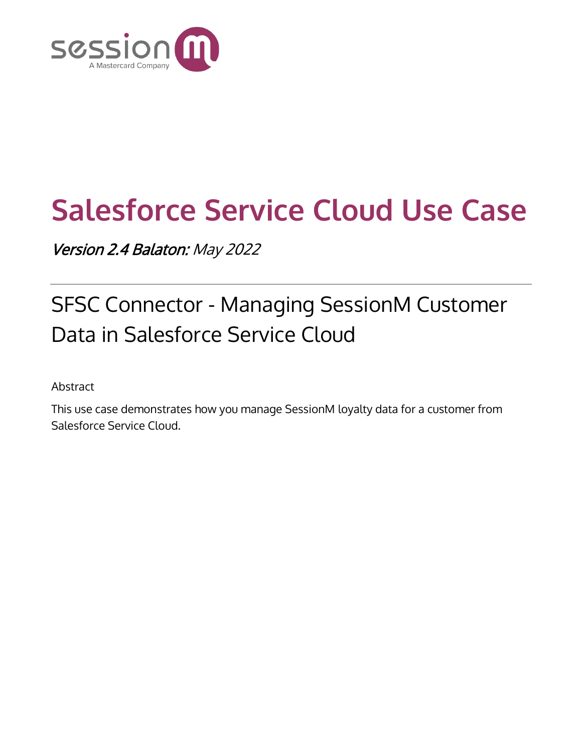# Salesforce Service Cloud Use Case

***Version 2.4 Balaton:*** *May 2022*

---

## SFSC Connector - Managing SessionM Customer Data in Salesforce Service Cloud

Abstract

This use case demonstrates how you manage SessionM loyalty data for a customer from Salesforce Service Cloud.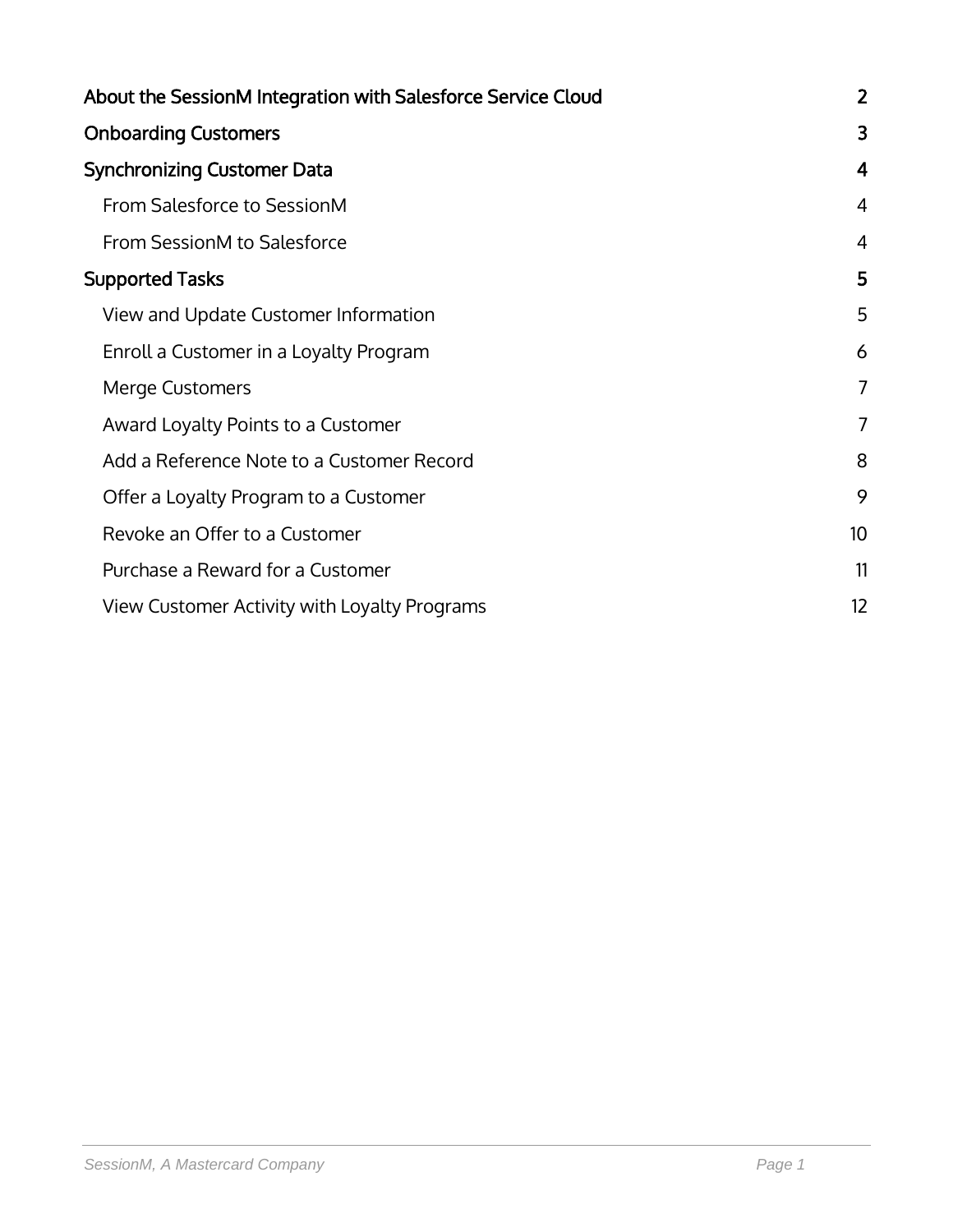About the SessionM Integration with Salesforce Service Cloud 2

Onboarding Customers 3

Synchronizing Customer Data 4

- From Salesforce to SessionM 4
- From SessionM to Salesforce 4

Supported Tasks 5

- View and Update Customer Information 5
- Enroll a Customer in a Loyalty Program 6
- Merge Customers 7
- Award Loyalty Points to a Customer 7
- Add a Reference Note to a Customer Record 8
- Offer a Loyalty Program to a Customer 9
- Revoke an Offer to a Customer 10
- Purchase a Reward for a Customer 11
- View Customer Activity with Loyalty Programs 12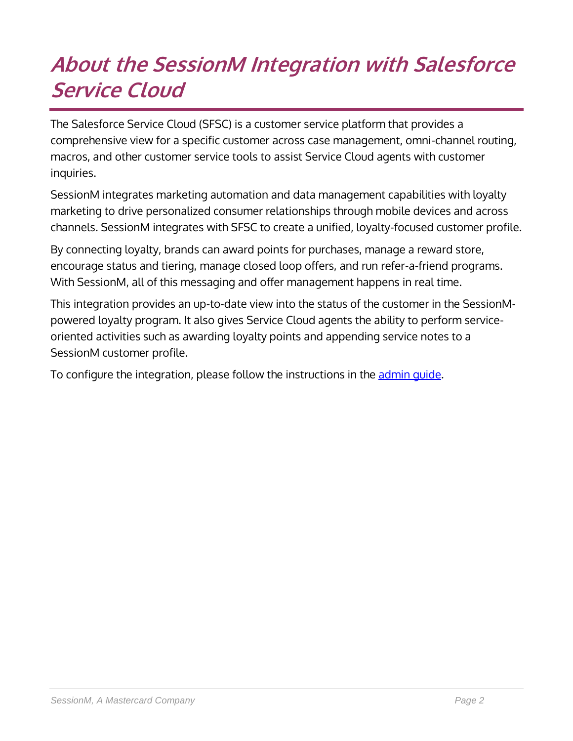# About the SessionM Integration with Salesforce Service Cloud

The Salesforce Service Cloud (SFSC) is a customer service platform that provides a comprehensive view for a specific customer across case management, omni-channel routing, macros, and other customer service tools to assist Service Cloud agents with customer inquiries.

SessionM integrates marketing automation and data management capabilities with loyalty marketing to drive personalized consumer relationships through mobile devices and across channels. SessionM integrates with SFSC to create a unified, loyalty-focused customer profile.

By connecting loyalty, brands can award points for purchases, manage a reward store, encourage status and tiering, manage closed loop offers, and run refer-a-friend programs. With SessionM, all of this messaging and offer management happens in real time.

This integration provides an up-to-date view into the status of the customer in the SessionM-powered loyalty program. It also gives Service Cloud agents the ability to perform service-oriented activities such as awarding loyalty points and appending service notes to a SessionM customer profile.

To configure the integration, please follow the instructions in the admin guide.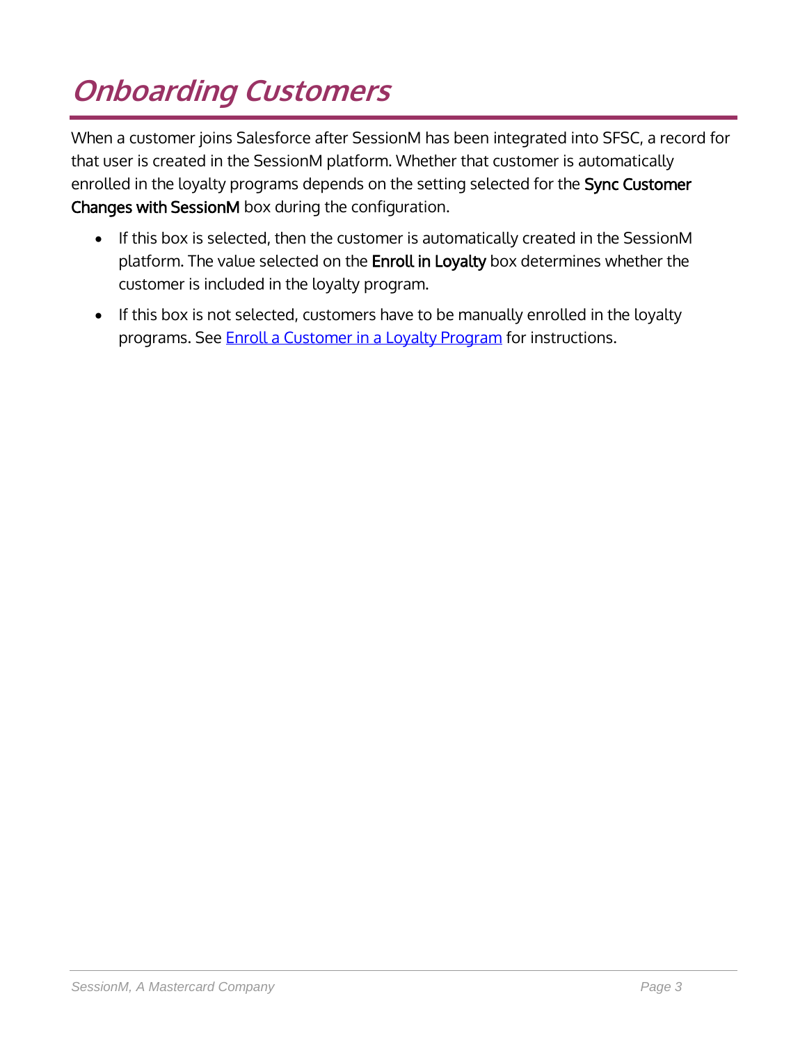# Onboarding Customers

When a customer joins Salesforce after SessionM has been integrated into SFSC, a record for that user is created in the SessionM platform. Whether that customer is automatically enrolled in the loyalty programs depends on the setting selected for the **Sync Customer Changes with SessionM** box during the configuration.

- If this box is selected, then the customer is automatically created in the SessionM platform. The value selected on the **Enroll in Loyalty** box determines whether the customer is included in the loyalty program.
- If this box is not selected, customers have to be manually enrolled in the loyalty programs. See Enroll a Customer in a Loyalty Program for instructions.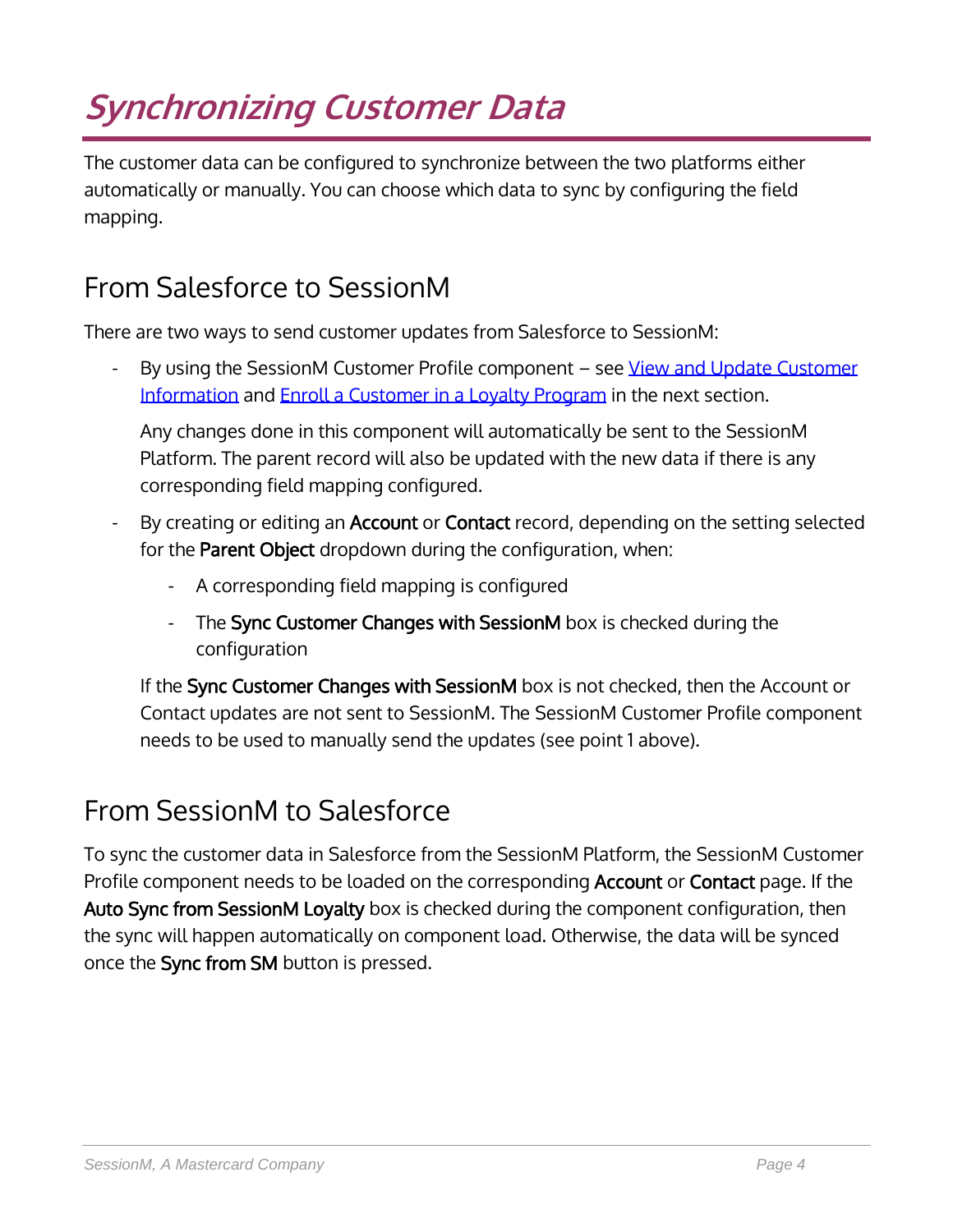# *Synchronizing Customer Data*

The customer data can be configured to synchronize between the two platforms either automatically or manually. You can choose which data to sync by configuring the field mapping.

## From Salesforce to SessionM

There are two ways to send customer updates from Salesforce to SessionM:

- By using the SessionM Customer Profile component – see [View and Update Customer Information]() and [Enroll a Customer in a Loyalty Program]() in the next section.

  Any changes done in this component will automatically be sent to the SessionM Platform. The parent record will also be updated with the new data if there is any corresponding field mapping configured.

- By creating or editing an **Account** or **Contact** record, depending on the setting selected for the **Parent Object** dropdown during the configuration, when:
  - A corresponding field mapping is configured
  - The **Sync Customer Changes with SessionM** box is checked during the configuration

  If the **Sync Customer Changes with SessionM** box is not checked, then the Account or Contact updates are not sent to SessionM. The SessionM Customer Profile component needs to be used to manually send the updates (see point 1 above).

## From SessionM to Salesforce

To sync the customer data in Salesforce from the SessionM Platform, the SessionM Customer Profile component needs to be loaded on the corresponding **Account** or **Contact** page. If the **Auto Sync from SessionM Loyalty** box is checked during the component configuration, then the sync will happen automatically on component load. Otherwise, the data will be synced once the **Sync from SM** button is pressed.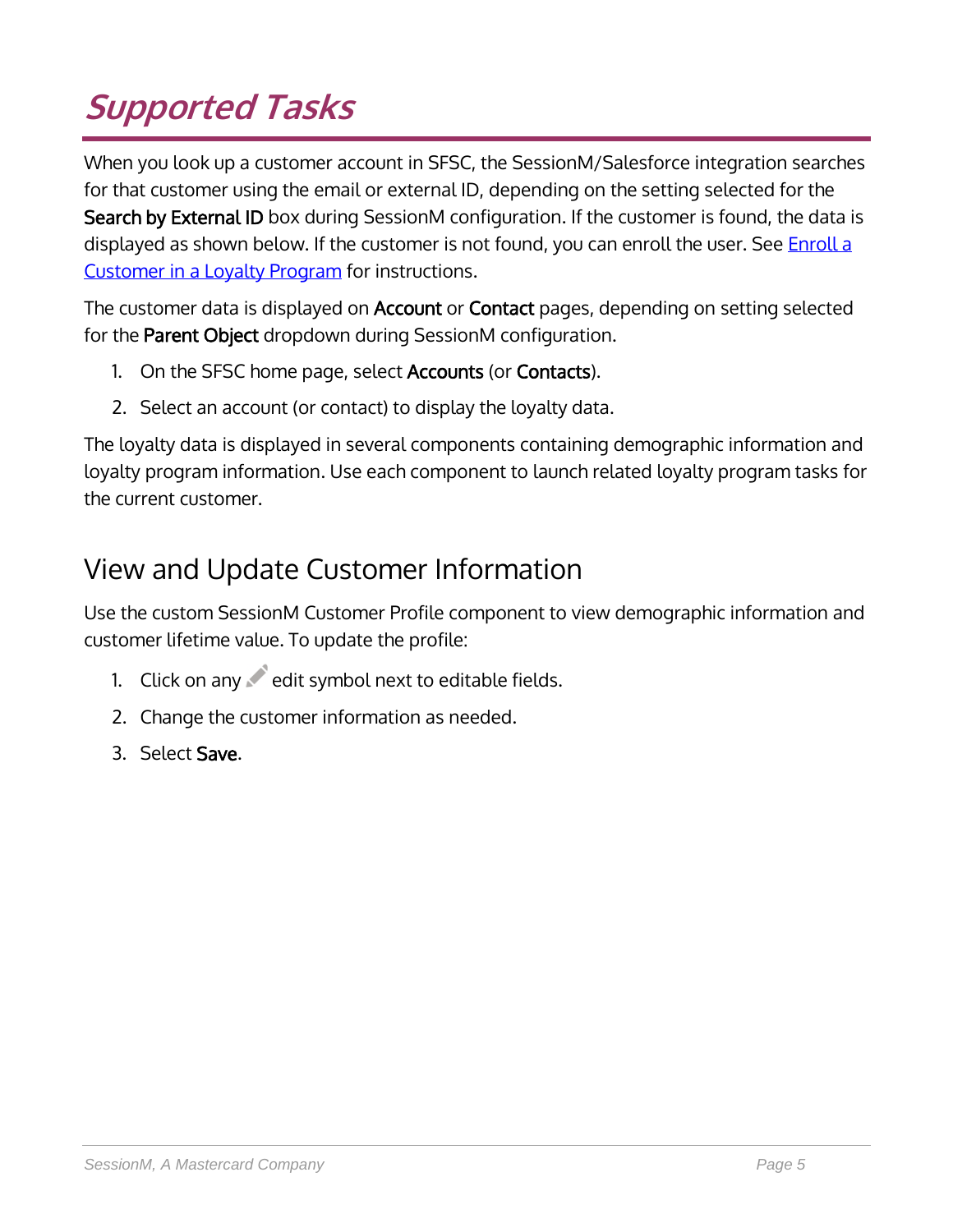# *Supported Tasks*

When you look up a customer account in SFSC, the SessionM/Salesforce integration searches for that customer using the email or external ID, depending on the setting selected for the **Search by External ID** box during SessionM configuration. If the customer is found, the data is displayed as shown below. If the customer is not found, you can enroll the user. See [Enroll a Customer in a Loyalty Program]() for instructions.

The customer data is displayed on **Account** or **Contact** pages, depending on setting selected for the **Parent Object** dropdown during SessionM configuration.

1. On the SFSC home page, select **Accounts** (or **Contacts**).
2. Select an account (or contact) to display the loyalty data.

The loyalty data is displayed in several components containing demographic information and loyalty program information. Use each component to launch related loyalty program tasks for the current customer.

## View and Update Customer Information

Use the custom SessionM Customer Profile component to view demographic information and customer lifetime value. To update the profile:

1. Click on any edit symbol next to editable fields.
2. Change the customer information as needed.
3. Select **Save**.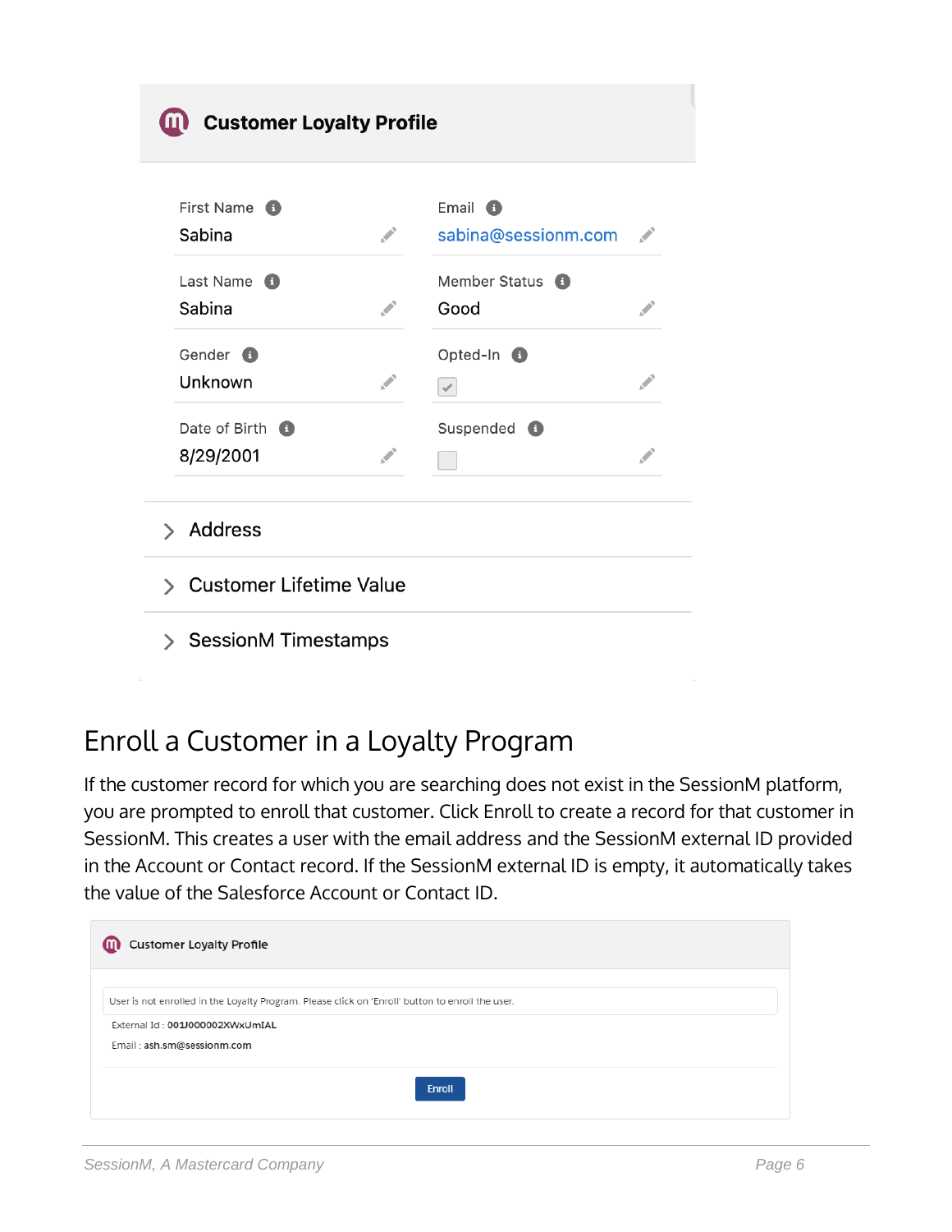## Customer Loyalty Profile

| | |
|---|---|
| First Name: Sabina | Email: sabina@sessionm.com |
| Last Name: Sabina | Member Status: Good |
| Gender: Unknown | Opted-In: ☑ |
| Date of Birth: 8/29/2001 | Suspended: ☐ |

> Address

> Customer Lifetime Value

> SessionM Timestamps

# Enroll a Customer in a Loyalty Program

If the customer record for which you are searching does not exist in the SessionM platform, you are prompted to enroll that customer. Click Enroll to create a record for that customer in SessionM. This creates a user with the email address and the SessionM external ID provided in the Account or Contact record. If the SessionM external ID is empty, it automatically takes the value of the Salesforce Account or Contact ID.

**Customer Loyalty Profile**

User is not enrolled in the Loyalty Program. Please click on 'Enroll' button to enroll the user.

External Id : **001J000002XWxUmIAL**

Email : **ash.sm@sessionm.com**

[Enroll]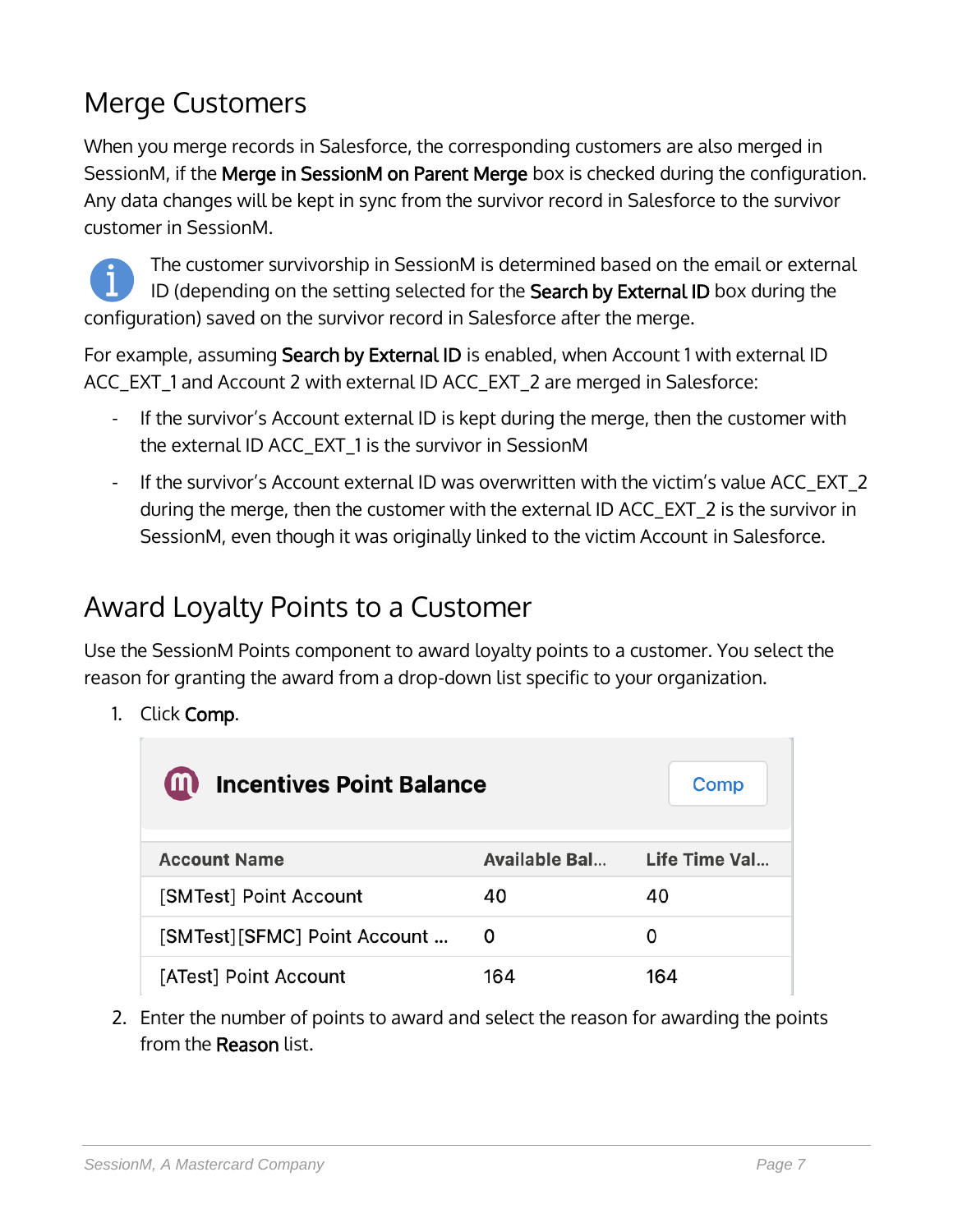## Merge Customers

When you merge records in Salesforce, the corresponding customers are also merged in SessionM, if the **Merge in SessionM on Parent Merge** box is checked during the configuration. Any data changes will be kept in sync from the survivor record in Salesforce to the survivor customer in SessionM.

The customer survivorship in SessionM is determined based on the email or external ID (depending on the setting selected for the **Search by External ID** box during the configuration) saved on the survivor record in Salesforce after the merge.

For example, assuming **Search by External ID** is enabled, when Account 1 with external ID ACC_EXT_1 and Account 2 with external ID ACC_EXT_2 are merged in Salesforce:

- If the survivor's Account external ID is kept during the merge, then the customer with the external ID ACC_EXT_1 is the survivor in SessionM
- If the survivor's Account external ID was overwritten with the victim's value ACC_EXT_2 during the merge, then the customer with the external ID ACC_EXT_2 is the survivor in SessionM, even though it was originally linked to the victim Account in Salesforce.

## Award Loyalty Points to a Customer

Use the SessionM Points component to award loyalty points to a customer. You select the reason for granting the award from a drop-down list specific to your organization.

1. Click **Comp**.

**Incentives Point Balance** — Comp

| Account Name | Available Bal... | Life Time Val... |
|---|---|---|
| [SMTest] Point Account | 40 | 40 |
| [SMTest][SFMC] Point Account ... | 0 | 0 |
| [ATest] Point Account | 164 | 164 |

2. Enter the number of points to award and select the reason for awarding the points from the **Reason** list.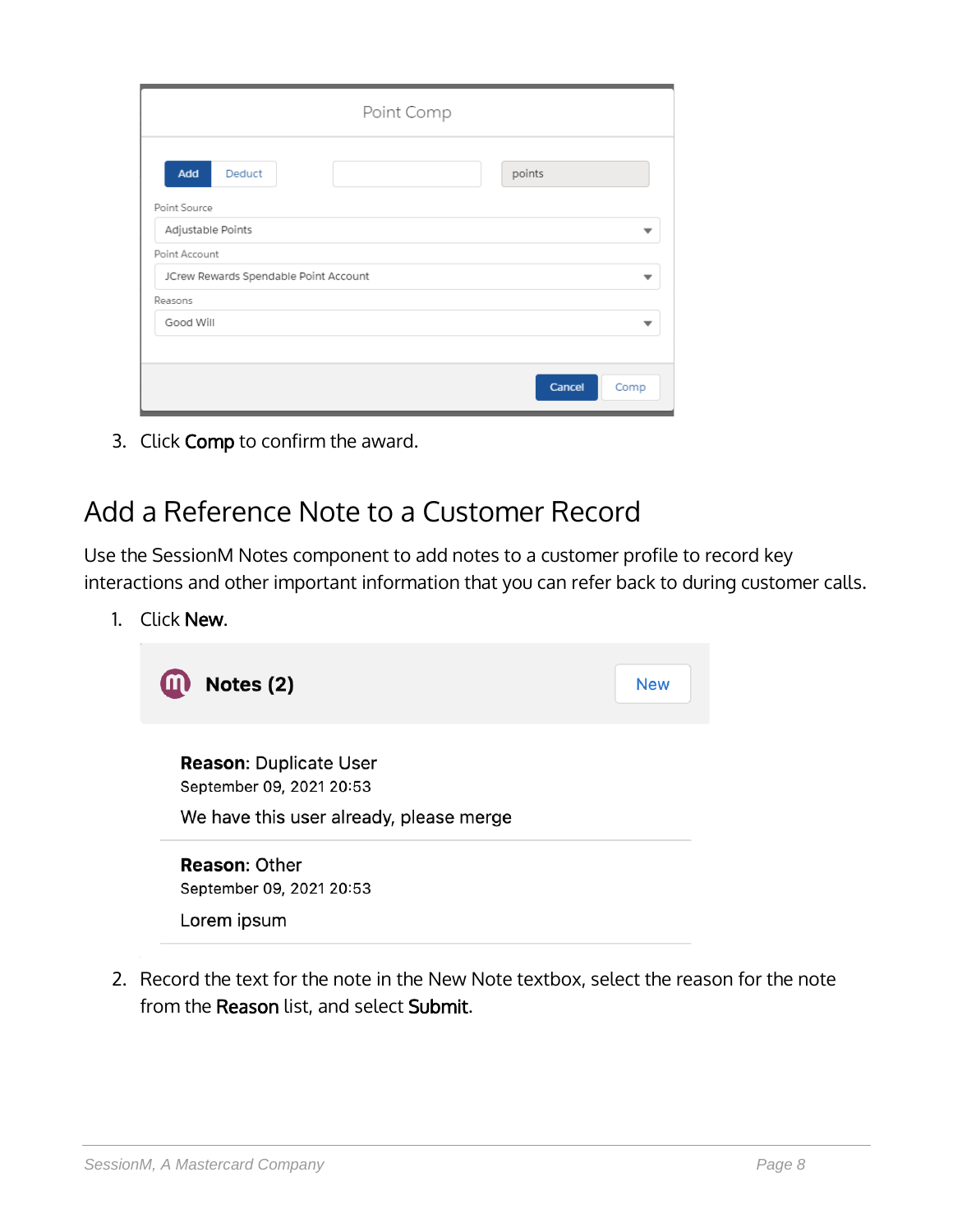3. Click **Comp** to confirm the award.

## Add a Reference Note to a Customer Record

Use the SessionM Notes component to add notes to a customer profile to record key interactions and other important information that you can refer back to during customer calls.

1. Click **New**.

2. Record the text for the note in the New Note textbox, select the reason for the note from the **Reason** list, and select **Submit**.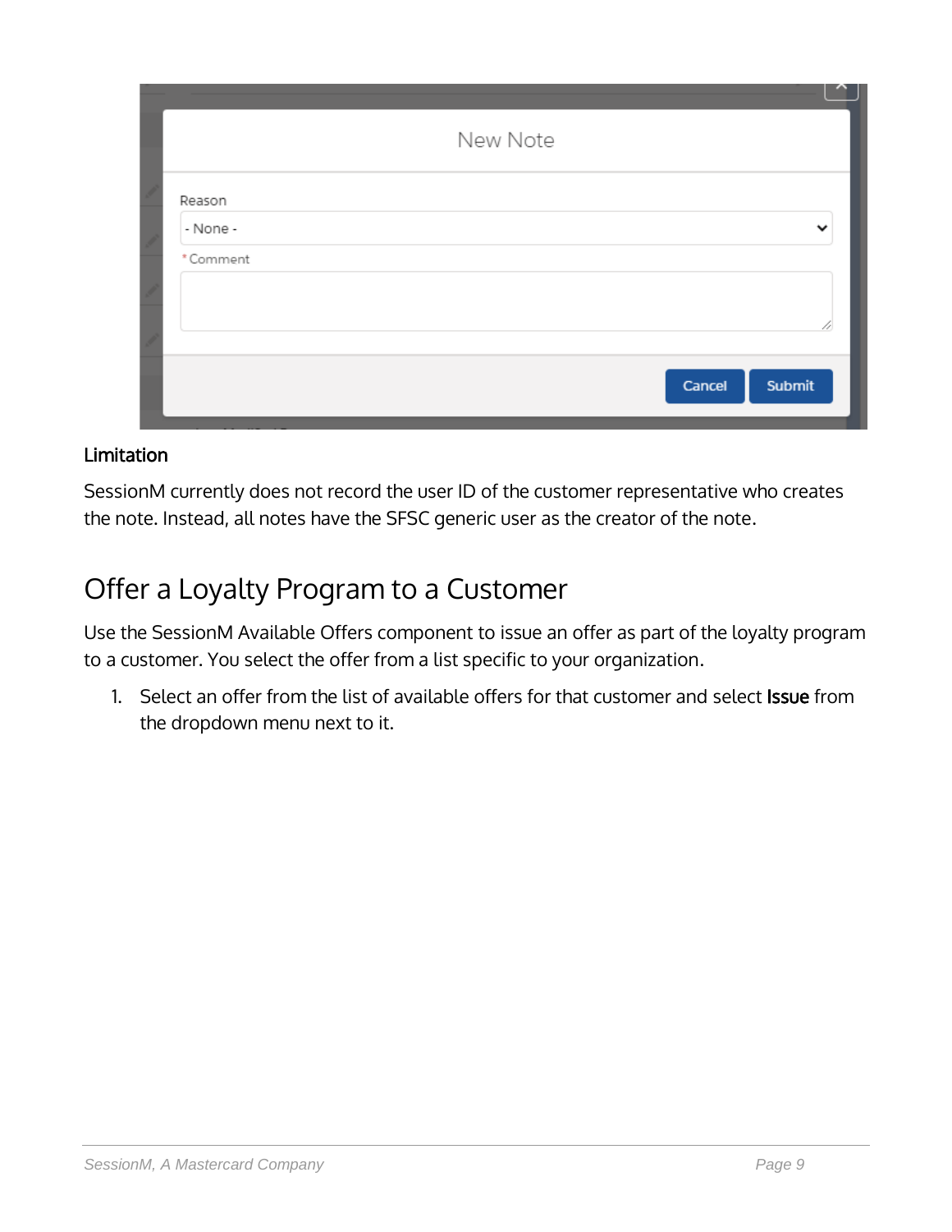#### Limitation

SessionM currently does not record the user ID of the customer representative who creates the note. Instead, all notes have the SFSC generic user as the creator of the note.

## Offer a Loyalty Program to a Customer

Use the SessionM Available Offers component to issue an offer as part of the loyalty program to a customer. You select the offer from a list specific to your organization.

1. Select an offer from the list of available offers for that customer and select **Issue** from the dropdown menu next to it.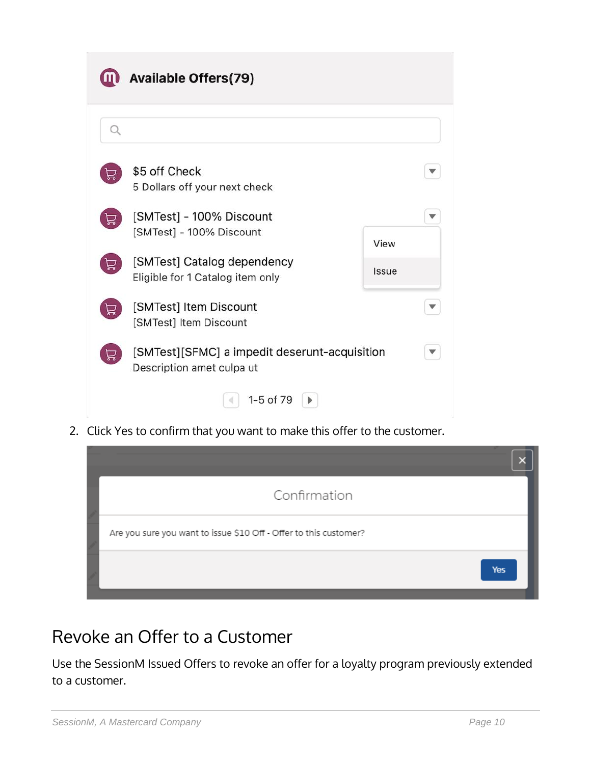2. Click Yes to confirm that you want to make this offer to the customer.

## Revoke an Offer to a Customer

Use the SessionM Issued Offers to revoke an offer for a loyalty program previously extended to a customer.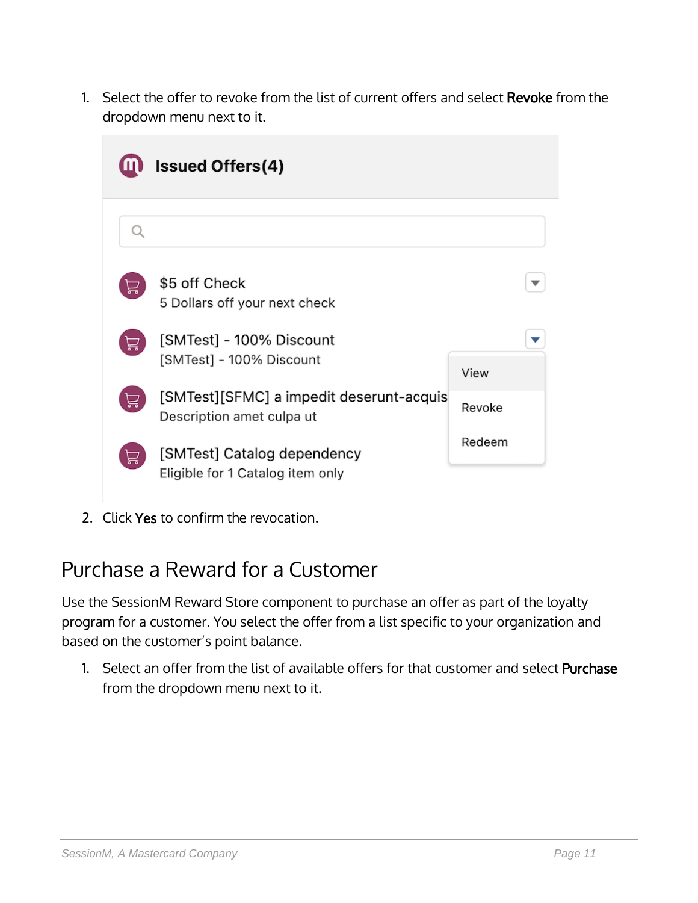1. Select the offer to revoke from the list of current offers and select **Revoke** from the dropdown menu next to it.

2. Click **Yes** to confirm the revocation.

## Purchase a Reward for a Customer

Use the SessionM Reward Store component to purchase an offer as part of the loyalty program for a customer. You select the offer from a list specific to your organization and based on the customer's point balance.

1. Select an offer from the list of available offers for that customer and select **Purchase** from the dropdown menu next to it.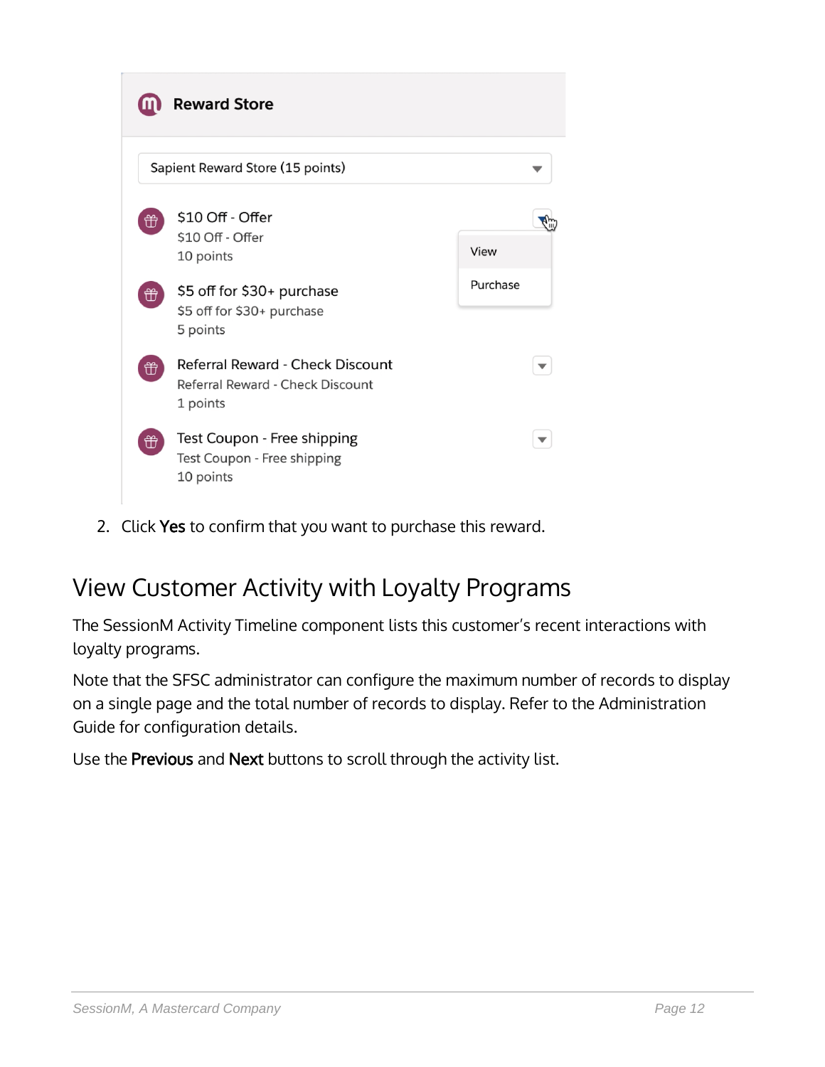2. Click **Yes** to confirm that you want to purchase this reward.

## View Customer Activity with Loyalty Programs

The SessionM Activity Timeline component lists this customer's recent interactions with loyalty programs.

Note that the SFSC administrator can configure the maximum number of records to display on a single page and the total number of records to display. Refer to the Administration Guide for configuration details.

Use the **Previous** and **Next** buttons to scroll through the activity list.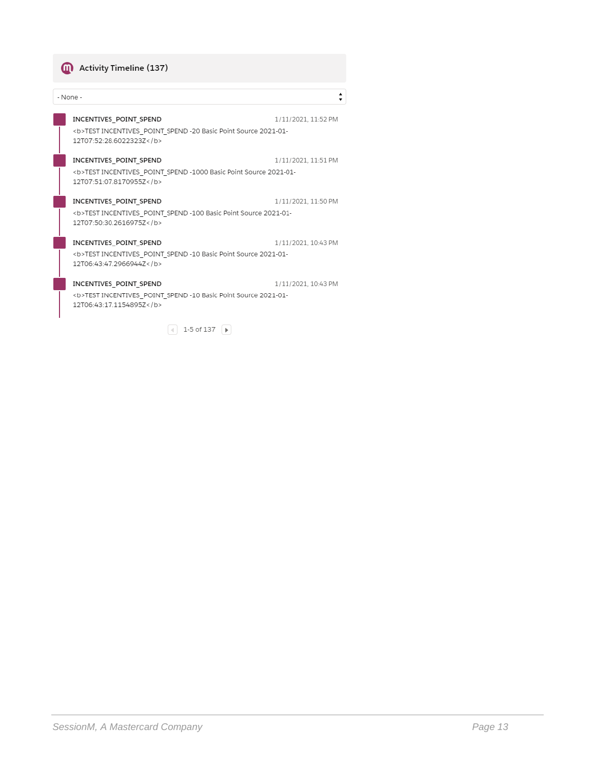Activity Timeline (137)

- None -

**INCENTIVES_POINT_SPEND** 1/11/2021, 11:52 PM

<b>TEST INCENTIVES_POINT_SPEND -20 Basic Point Source 2021-01-12T07:52:28.6022323Z</b>

**INCENTIVES_POINT_SPEND** 1/11/2021, 11:51 PM

<b>TEST INCENTIVES_POINT_SPEND -1000 Basic Point Source 2021-01-12T07:51:07.8170955Z</b>

**INCENTIVES_POINT_SPEND** 1/11/2021, 11:50 PM

<b>TEST INCENTIVES_POINT_SPEND -100 Basic Point Source 2021-01-12T07:50:30.2616975Z</b>

**INCENTIVES_POINT_SPEND** 1/11/2021, 10:43 PM

<b>TEST INCENTIVES_POINT_SPEND -10 Basic Point Source 2021-01-12T06:43:47.2966944Z</b>

**INCENTIVES_POINT_SPEND** 1/11/2021, 10:43 PM

<b>TEST INCENTIVES_POINT_SPEND -10 Basic Point Source 2021-01-12T06:43:17.1154895Z</b>

1-5 of 137